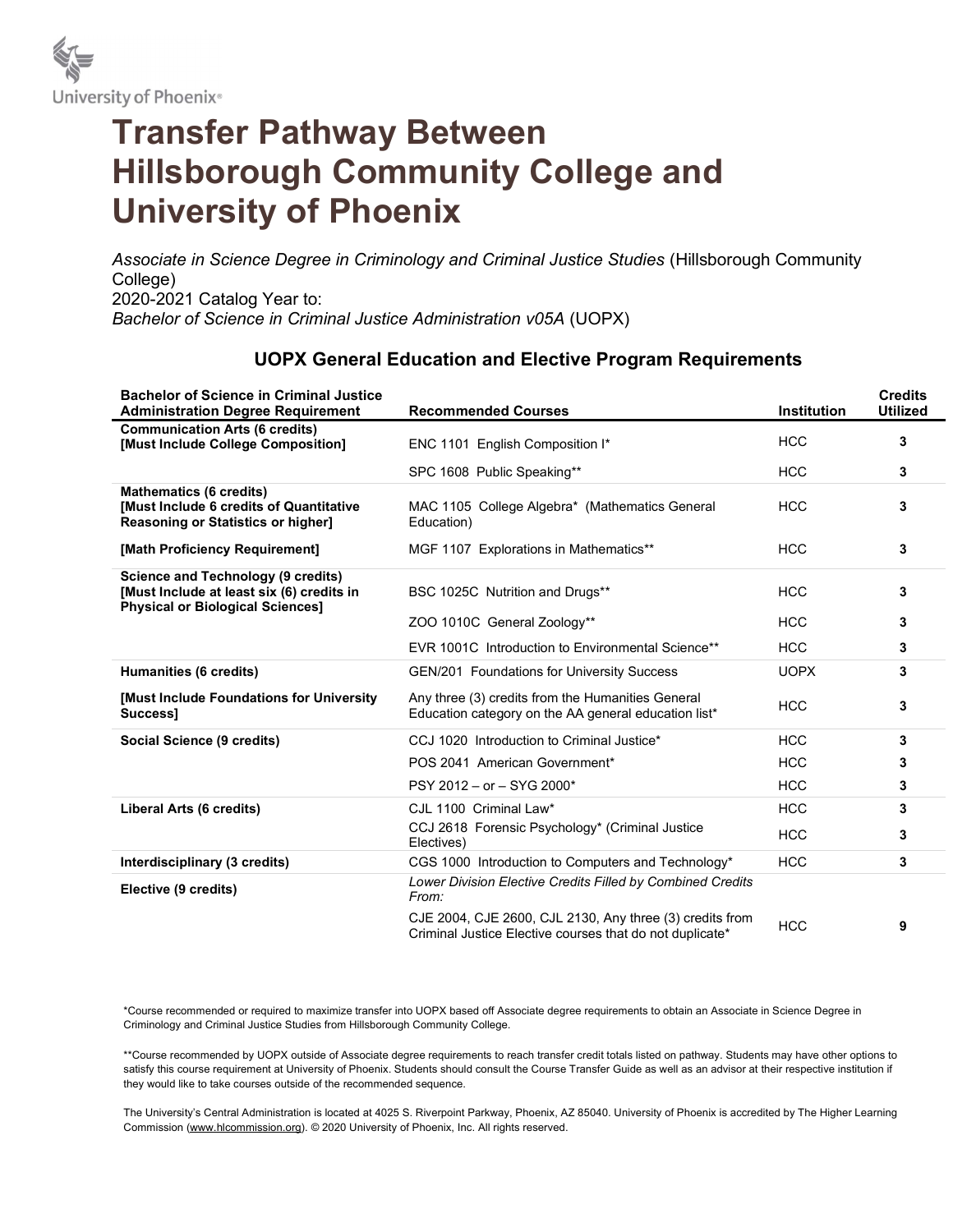University of Phoenix®

# Transfer Pathway Between Hillsborough Community College and University of Phoenix

*Associate in Science Degree in Criminology and Criminal Justice Studies* (Hillsborough Community College)
2020-2021 Catalog Year to:
*Bachelor of Science in Criminal Justice Administration v05A* (UOPX)

## UOPX General Education and Elective Program Requirements

| Bachelor of Science in Criminal Justice Administration Degree Requirement | Recommended Courses | Institution | Credits Utilized |
|---|---|---|---|
| **Communication Arts (6 credits) [Must Include College Composition]** | ENC 1101 English Composition I* | HCC | 3 |
| | SPC 1608 Public Speaking** | HCC | 3 |
| **Mathematics (6 credits) [Must Include 6 credits of Quantitative Reasoning or Statistics or higher]** | MAC 1105 College Algebra* (Mathematics General Education) | HCC | 3 |
| **[Math Proficiency Requirement]** | MGF 1107 Explorations in Mathematics** | HCC | 3 |
| **Science and Technology (9 credits) [Must Include at least six (6) credits in Physical or Biological Sciences]** | BSC 1025C Nutrition and Drugs** | HCC | 3 |
| | ZOO 1010C General Zoology** | HCC | 3 |
| | EVR 1001C Introduction to Environmental Science** | HCC | 3 |
| **Humanities (6 credits)** | GEN/201 Foundations for University Success | UOPX | 3 |
| **[Must Include Foundations for University Success]** | Any three (3) credits from the Humanities General Education category on the AA general education list* | HCC | 3 |
| **Social Science (9 credits)** | CCJ 1020 Introduction to Criminal Justice* | HCC | 3 |
| | POS 2041 American Government* | HCC | 3 |
| | PSY 2012 – or – SYG 2000* | HCC | 3 |
| **Liberal Arts (6 credits)** | CJL 1100 Criminal Law* | HCC | 3 |
| | CCJ 2618 Forensic Psychology* (Criminal Justice Electives) | HCC | 3 |
| **Interdisciplinary (3 credits)** | CGS 1000 Introduction to Computers and Technology* | HCC | 3 |
| **Elective (9 credits)** | *Lower Division Elective Credits Filled by Combined Credits From:* CJE 2004, CJE 2600, CJL 2130, Any three (3) credits from Criminal Justice Elective courses that do not duplicate* | HCC | 9 |

*Course recommended or required to maximize transfer into UOPX based off Associate degree requirements to obtain an Associate in Science Degree in Criminology and Criminal Justice Studies from Hillsborough Community College.

**Course recommended by UOPX outside of Associate degree requirements to reach transfer credit totals listed on pathway. Students may have other options to satisfy this course requirement at University of Phoenix. Students should consult the Course Transfer Guide as well as an advisor at their respective institution if they would like to take courses outside of the recommended sequence.

The University's Central Administration is located at 4025 S. Riverpoint Parkway, Phoenix, AZ 85040. University of Phoenix is accredited by The Higher Learning Commission (www.hlcommission.org). © 2020 University of Phoenix, Inc. All rights reserved.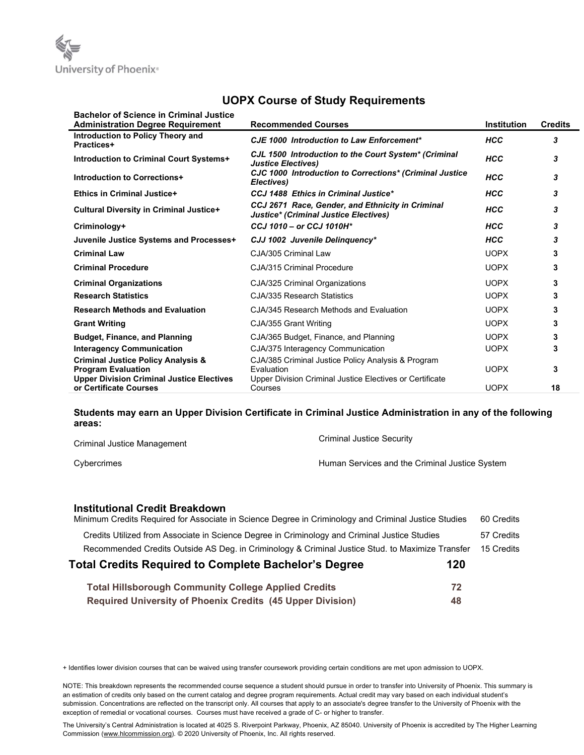## UOPX Course of Study Requirements

| Bachelor of Science in Criminal Justice Administration Degree Requirement | Recommended Courses | Institution | Credits |
|---|---|---|---|
| **Introduction to Policy Theory and Practices+** | ***CJE 1000 Introduction to Law Enforcement**** | ***HCC*** | ***3*** |
| **Introduction to Criminal Court Systems+** | ***CJL 1500 Introduction to the Court System* (Criminal Justice Electives)*** | ***HCC*** | ***3*** |
| **Introduction to Corrections+** | ***CJC 1000 Introduction to Corrections* (Criminal Justice Electives)*** | ***HCC*** | ***3*** |
| **Ethics in Criminal Justice+** | ***CCJ 1488 Ethics in Criminal Justice**** | ***HCC*** | ***3*** |
| **Cultural Diversity in Criminal Justice+** | ***CCJ 2671 Race, Gender, and Ethnicity in Criminal Justice* (Criminal Justice Electives)*** | ***HCC*** | ***3*** |
| **Criminology+** | ***CCJ 1010 – or CCJ 1010H**** | ***HCC*** | ***3*** |
| **Juvenile Justice Systems and Processes+** | ***CJJ 1002 Juvenile Delinquency**** | ***HCC*** | ***3*** |
| **Criminal Law** | CJA/305 Criminal Law | UOPX | **3** |
| **Criminal Procedure** | CJA/315 Criminal Procedure | UOPX | **3** |
| **Criminal Organizations** | CJA/325 Criminal Organizations | UOPX | **3** |
| **Research Statistics** | CJA/335 Research Statistics | UOPX | **3** |
| **Research Methods and Evaluation** | CJA/345 Research Methods and Evaluation | UOPX | **3** |
| **Grant Writing** | CJA/355 Grant Writing | UOPX | **3** |
| **Budget, Finance, and Planning** | CJA/365 Budget, Finance, and Planning | UOPX | **3** |
| **Interagency Communication** | CJA/375 Interagency Communication | UOPX | **3** |
| **Criminal Justice Policy Analysis & Program Evaluation** | CJA/385 Criminal Justice Policy Analysis & Program Evaluation | UOPX | **3** |
| **Upper Division Criminal Justice Electives or Certificate Courses** | Upper Division Criminal Justice Electives or Certificate Courses | UOPX | **18** |

**Students may earn an Upper Division Certificate in Criminal Justice Administration in any of the following areas:**

- Criminal Justice Management
- Criminal Justice Security
- Cybercrimes
- Human Services and the Criminal Justice System

### Institutional Credit Breakdown

| | |
|---|---|
| Minimum Credits Required for Associate in Science Degree in Criminology and Criminal Justice Studies | 60 Credits |
| Credits Utilized from Associate in Science Degree in Criminology and Criminal Justice Studies | 57 Credits |
| Recommended Credits Outside AS Deg. in Criminology & Criminal Justice Stud. to Maximize Transfer | 15 Credits |

## Total Credits Required to Complete Bachelor's Degree 120

**Total Hillsborough Community College Applied Credits 72**

**Required University of Phoenix Credits (45 Upper Division) 48**

+ Identifies lower division courses that can be waived using transfer coursework providing certain conditions are met upon admission to UOPX.

NOTE: This breakdown represents the recommended course sequence a student should pursue in order to transfer into University of Phoenix. This summary is an estimation of credits only based on the current catalog and degree program requirements. Actual credit may vary based on each individual student's submission. Concentrations are reflected on the transcript only. All courses that apply to an associate's degree transfer to the University of Phoenix with the exception of remedial or vocational courses. Courses must have received a grade of C- or higher to transfer.

The University's Central Administration is located at 4025 S. Riverpoint Parkway, Phoenix, AZ 85040. University of Phoenix is accredited by The Higher Learning Commission (www.hlcommission.org). © 2020 University of Phoenix, Inc. All rights reserved.